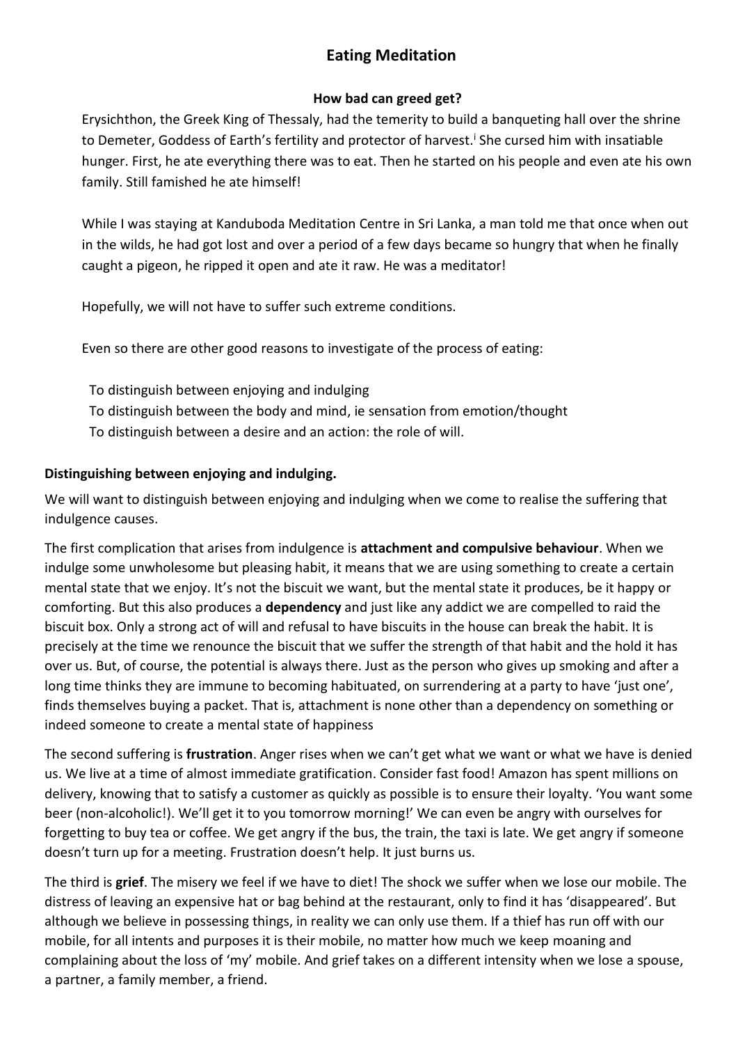# Eating Meditation

### How bad can greed get?

Erysichthon, the Greek King of Thessaly, had the temerity to build a banqueting hall over the shrine to Demeter, Goddess of Earth's fertility and protector of harvest.[i] She cursed him with insatiable hunger. First, he ate everything there was to eat. Then he started on his people and even ate his own family. Still famished he ate himself!

While I was staying at Kanduboda Meditation Centre in Sri Lanka, a man told me that once when out in the wilds, he had got lost and over a period of a few days became so hungry that when he finally caught a pigeon, he ripped it open and ate it raw. He was a meditator!

Hopefully, we will not have to suffer such extreme conditions.

Even so there are other good reasons to investigate of the process of eating:

- To distinguish between enjoying and indulging
- To distinguish between the body and mind, ie sensation from emotion/thought
- To distinguish between a desire and an action: the role of will.

### Distinguishing between enjoying and indulging.

We will want to distinguish between enjoying and indulging when we come to realise the suffering that indulgence causes.

The first complication that arises from indulgence is **attachment and compulsive behaviour**. When we indulge some unwholesome but pleasing habit, it means that we are using something to create a certain mental state that we enjoy. It's not the biscuit we want, but the mental state it produces, be it happy or comforting. But this also produces a **dependency** and just like any addict we are compelled to raid the biscuit box. Only a strong act of will and refusal to have biscuits in the house can break the habit. It is precisely at the time we renounce the biscuit that we suffer the strength of that habit and the hold it has over us. But, of course, the potential is always there. Just as the person who gives up smoking and after a long time thinks they are immune to becoming habituated, on surrendering at a party to have 'just one', finds themselves buying a packet. That is, attachment is none other than a dependency on something or indeed someone to create a mental state of happiness

The second suffering is **frustration**. Anger rises when we can't get what we want or what we have is denied us. We live at a time of almost immediate gratification. Consider fast food! Amazon has spent millions on delivery, knowing that to satisfy a customer as quickly as possible is to ensure their loyalty. 'You want some beer (non-alcoholic!). We'll get it to you tomorrow morning!' We can even be angry with ourselves for forgetting to buy tea or coffee. We get angry if the bus, the train, the taxi is late. We get angry if someone doesn't turn up for a meeting. Frustration doesn't help. It just burns us.

The third is **grief**. The misery we feel if we have to diet! The shock we suffer when we lose our mobile. The distress of leaving an expensive hat or bag behind at the restaurant, only to find it has 'disappeared'. But although we believe in possessing things, in reality we can only use them. If a thief has run off with our mobile, for all intents and purposes it is their mobile, no matter how much we keep moaning and complaining about the loss of 'my' mobile. And grief takes on a different intensity when we lose a spouse, a partner, a family member, a friend.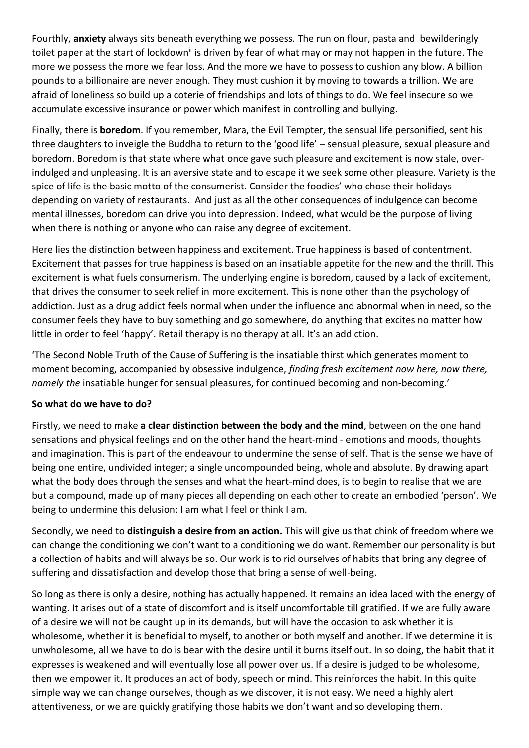Fourthly, **anxiety** always sits beneath everything we possess. The run on flour, pasta and bewilderingly toilet paper at the start of lockdown[ii] is driven by fear of what may or may not happen in the future. The more we possess the more we fear loss. And the more we have to possess to cushion any blow. A billion pounds to a billionaire are never enough. They must cushion it by moving to towards a trillion. We are afraid of loneliness so build up a coterie of friendships and lots of things to do. We feel insecure so we accumulate excessive insurance or power which manifest in controlling and bullying.

Finally, there is **boredom**. If you remember, Mara, the Evil Tempter, the sensual life personified, sent his three daughters to inveigle the Buddha to return to the 'good life' – sensual pleasure, sexual pleasure and boredom. Boredom is that state where what once gave such pleasure and excitement is now stale, over-indulged and unpleasing. It is an aversive state and to escape it we seek some other pleasure. Variety is the spice of life is the basic motto of the consumerist. Consider the foodies' who chose their holidays depending on variety of restaurants. And just as all the other consequences of indulgence can become mental illnesses, boredom can drive you into depression. Indeed, what would be the purpose of living when there is nothing or anyone who can raise any degree of excitement.

Here lies the distinction between happiness and excitement. True happiness is based of contentment. Excitement that passes for true happiness is based on an insatiable appetite for the new and the thrill. This excitement is what fuels consumerism. The underlying engine is boredom, caused by a lack of excitement, that drives the consumer to seek relief in more excitement. This is none other than the psychology of addiction. Just as a drug addict feels normal when under the influence and abnormal when in need, so the consumer feels they have to buy something and go somewhere, do anything that excites no matter how little in order to feel 'happy'. Retail therapy is no therapy at all. It's an addiction.

'The Second Noble Truth of the Cause of Suffering is the insatiable thirst which generates moment to moment becoming, accompanied by obsessive indulgence, *finding fresh excitement now here, now there, namely the* insatiable hunger for sensual pleasures, for continued becoming and non-becoming.'

**So what do we have to do?**

Firstly, we need to make **a clear distinction between the body and the mind**, between on the one hand sensations and physical feelings and on the other hand the heart-mind - emotions and moods, thoughts and imagination. This is part of the endeavour to undermine the sense of self. That is the sense we have of being one entire, undivided integer; a single uncompounded being, whole and absolute. By drawing apart what the body does through the senses and what the heart-mind does, is to begin to realise that we are but a compound, made up of many pieces all depending on each other to create an embodied 'person'. We being to undermine this delusion: I am what I feel or think I am.

Secondly, we need to **distinguish a desire from an action.** This will give us that chink of freedom where we can change the conditioning we don't want to a conditioning we do want. Remember our personality is but a collection of habits and will always be so. Our work is to rid ourselves of habits that bring any degree of suffering and dissatisfaction and develop those that bring a sense of well-being.

So long as there is only a desire, nothing has actually happened. It remains an idea laced with the energy of wanting. It arises out of a state of discomfort and is itself uncomfortable till gratified. If we are fully aware of a desire we will not be caught up in its demands, but will have the occasion to ask whether it is wholesome, whether it is beneficial to myself, to another or both myself and another. If we determine it is unwholesome, all we have to do is bear with the desire until it burns itself out. In so doing, the habit that it expresses is weakened and will eventually lose all power over us. If a desire is judged to be wholesome, then we empower it. It produces an act of body, speech or mind. This reinforces the habit. In this quite simple way we can change ourselves, though as we discover, it is not easy. We need a highly alert attentiveness, or we are quickly gratifying those habits we don't want and so developing them.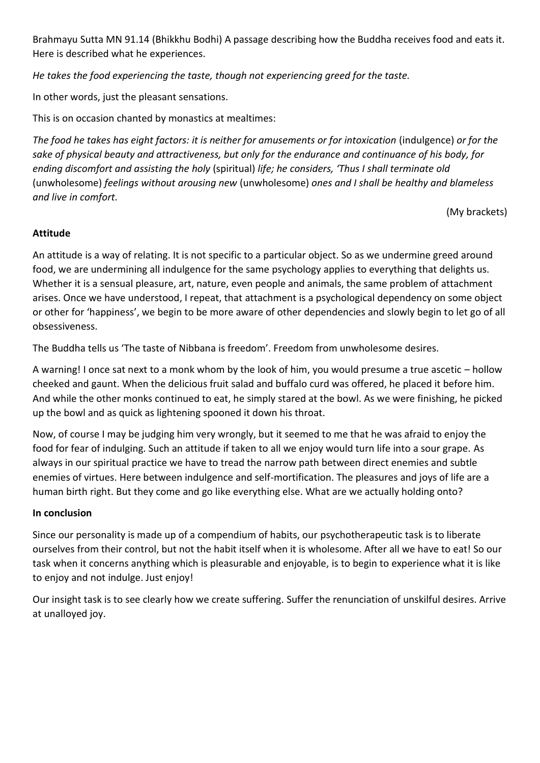Brahmayu Sutta MN 91.14 (Bhikkhu Bodhi) A passage describing how the Buddha receives food and eats it. Here is described what he experiences.

*He takes the food experiencing the taste, though not experiencing greed for the taste.*

In other words, just the pleasant sensations.

This is on occasion chanted by monastics at mealtimes:

*The food he takes has eight factors: it is neither for amusements or for intoxication* (indulgence) *or for the sake of physical beauty and attractiveness, but only for the endurance and continuance of his body, for ending discomfort and assisting the holy* (spiritual) *life; he considers, 'Thus I shall terminate old* (unwholesome) *feelings without arousing new* (unwholesome) *ones and I shall be healthy and blameless and live in comfort.*

(My brackets)

**Attitude**

An attitude is a way of relating. It is not specific to a particular object. So as we undermine greed around food, we are undermining all indulgence for the same psychology applies to everything that delights us. Whether it is a sensual pleasure, art, nature, even people and animals, the same problem of attachment arises. Once we have understood, I repeat, that attachment is a psychological dependency on some object or other for 'happiness', we begin to be more aware of other dependencies and slowly begin to let go of all obsessiveness.

The Buddha tells us 'The taste of Nibbana is freedom'. Freedom from unwholesome desires.

A warning! I once sat next to a monk whom by the look of him, you would presume a true ascetic – hollow cheeked and gaunt. When the delicious fruit salad and buffalo curd was offered, he placed it before him. And while the other monks continued to eat, he simply stared at the bowl. As we were finishing, he picked up the bowl and as quick as lightening spooned it down his throat.

Now, of course I may be judging him very wrongly, but it seemed to me that he was afraid to enjoy the food for fear of indulging. Such an attitude if taken to all we enjoy would turn life into a sour grape. As always in our spiritual practice we have to tread the narrow path between direct enemies and subtle enemies of virtues. Here between indulgence and self-mortification. The pleasures and joys of life are a human birth right. But they come and go like everything else. What are we actually holding onto?

**In conclusion**

Since our personality is made up of a compendium of habits, our psychotherapeutic task is to liberate ourselves from their control, but not the habit itself when it is wholesome. After all we have to eat! So our task when it concerns anything which is pleasurable and enjoyable, is to begin to experience what it is like to enjoy and not indulge. Just enjoy!

Our insight task is to see clearly how we create suffering. Suffer the renunciation of unskilful desires. Arrive at unalloyed joy.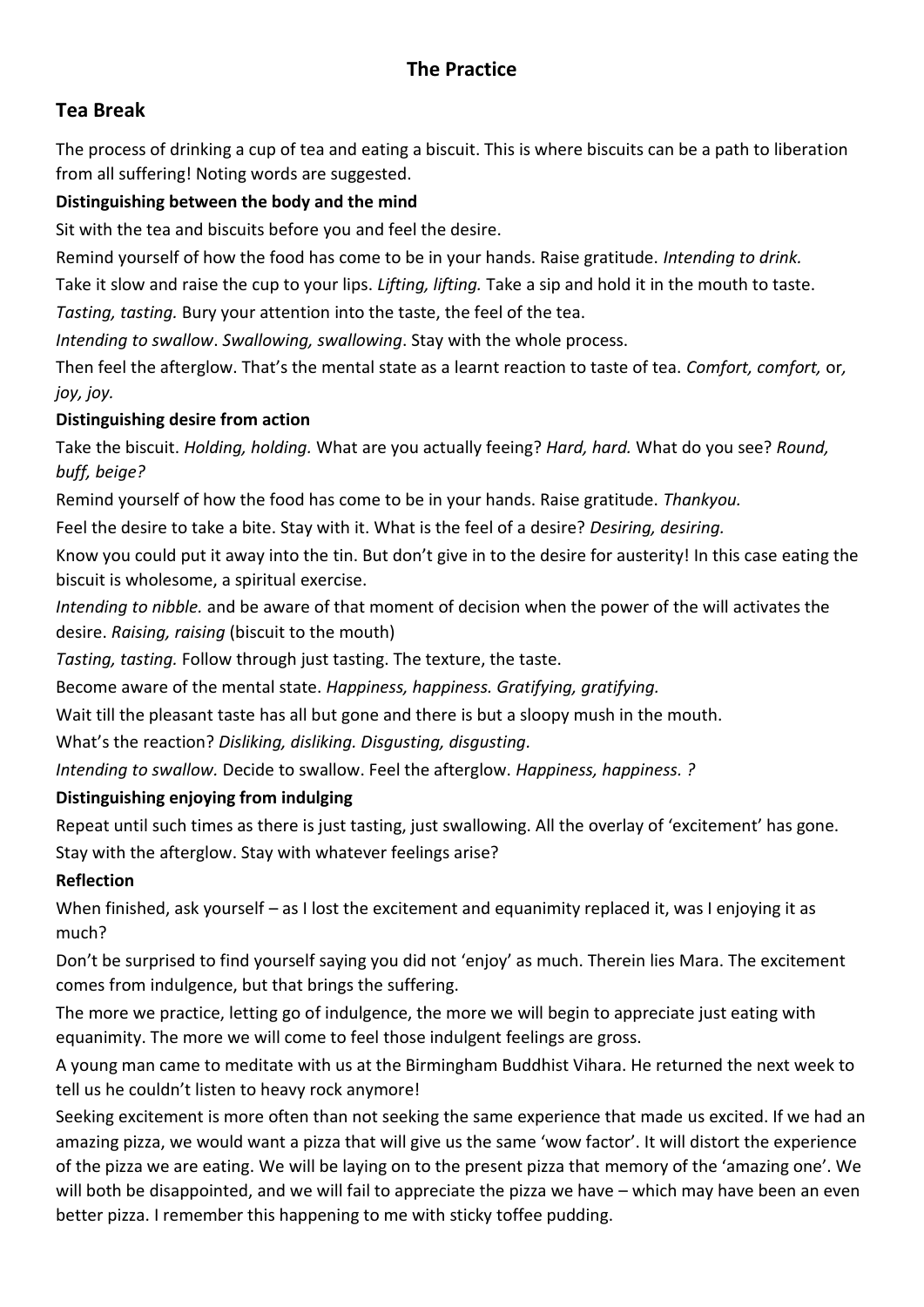# The Practice

## Tea Break

The process of drinking a cup of tea and eating a biscuit. This is where biscuits can be a path to liberation from all suffering! Noting words are suggested.

**Distinguishing between the body and the mind**

Sit with the tea and biscuits before you and feel the desire.

Remind yourself of how the food has come to be in your hands. Raise gratitude. *Intending to drink.*

Take it slow and raise the cup to your lips. *Lifting, lifting.* Take a sip and hold it in the mouth to taste.

*Tasting, tasting.* Bury your attention into the taste, the feel of the tea.

*Intending to swallow*. *Swallowing, swallowing*. Stay with the whole process.

Then feel the afterglow. That's the mental state as a learnt reaction to taste of tea. *Comfort, comfort,* or, *joy, joy.*

**Distinguishing desire from action**

Take the biscuit. *Holding, holding.* What are you actually feeing? *Hard, hard.* What do you see? *Round, buff, beige?*

Remind yourself of how the food has come to be in your hands. Raise gratitude. *Thankyou.*

Feel the desire to take a bite. Stay with it. What is the feel of a desire? *Desiring, desiring.*

Know you could put it away into the tin. But don't give in to the desire for austerity! In this case eating the biscuit is wholesome, a spiritual exercise.

*Intending to nibble.* and be aware of that moment of decision when the power of the will activates the desire. *Raising, raising* (biscuit to the mouth)

*Tasting, tasting.* Follow through just tasting. The texture, the taste.

Become aware of the mental state. *Happiness, happiness. Gratifying, gratifying.*

Wait till the pleasant taste has all but gone and there is but a sloopy mush in the mouth.

What's the reaction? *Disliking, disliking. Disgusting, disgusting.*

*Intending to swallow.* Decide to swallow. Feel the afterglow. *Happiness, happiness. ?*

**Distinguishing enjoying from indulging**

Repeat until such times as there is just tasting, just swallowing. All the overlay of 'excitement' has gone. Stay with the afterglow. Stay with whatever feelings arise?

**Reflection**

When finished, ask yourself – as I lost the excitement and equanimity replaced it, was I enjoying it as much?

Don't be surprised to find yourself saying you did not 'enjoy' as much. Therein lies Mara. The excitement comes from indulgence, but that brings the suffering.

The more we practice, letting go of indulgence, the more we will begin to appreciate just eating with equanimity. The more we will come to feel those indulgent feelings are gross.

A young man came to meditate with us at the Birmingham Buddhist Vihara. He returned the next week to tell us he couldn't listen to heavy rock anymore!

Seeking excitement is more often than not seeking the same experience that made us excited. If we had an amazing pizza, we would want a pizza that will give us the same 'wow factor'. It will distort the experience of the pizza we are eating. We will be laying on to the present pizza that memory of the 'amazing one'. We will both be disappointed, and we will fail to appreciate the pizza we have – which may have been an even better pizza. I remember this happening to me with sticky toffee pudding.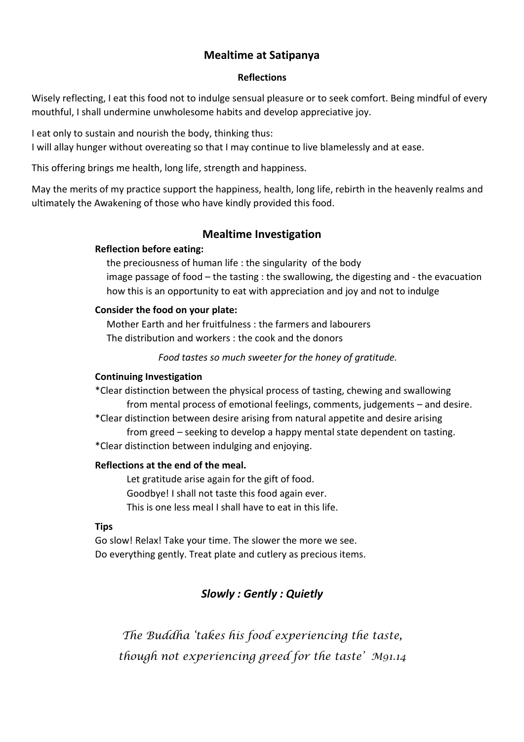## Mealtime at Satipanya

### Reflections

Wisely reflecting, I eat this food not to indulge sensual pleasure or to seek comfort. Being mindful of every mouthful, I shall undermine unwholesome habits and develop appreciative joy.

I eat only to sustain and nourish the body, thinking thus:
I will allay hunger without overeating so that I may continue to live blamelessly and at ease.

This offering brings me health, long life, strength and happiness.

May the merits of my practice support the happiness, health, long life, rebirth in the heavenly realms and ultimately the Awakening of those who have kindly provided this food.

## Mealtime Investigation

**Reflection before eating:**

the preciousness of human life : the singularity of the body
image passage of food – the tasting : the swallowing, the digesting and - the evacuation
how this is an opportunity to eat with appreciation and joy and not to indulge

**Consider the food on your plate:**

Mother Earth and her fruitfulness : the farmers and labourers
The distribution and workers : the cook and the donors

*Food tastes so much sweeter for the honey of gratitude.*

**Continuing Investigation**

*Clear distinction between the physical process of tasting, chewing and swallowing
from mental process of emotional feelings, comments, judgements – and desire.
*Clear distinction between desire arising from natural appetite and desire arising
from greed – seeking to develop a happy mental state dependent on tasting.
*Clear distinction between indulging and enjoying.

**Reflections at the end of the meal.**

Let gratitude arise again for the gift of food.
Goodbye! I shall not taste this food again ever.
This is one less meal I shall have to eat in this life.

**Tips**

Go slow! Relax! Take your time. The slower the more we see.
Do everything gently. Treat plate and cutlery as precious items.

***Slowly : Gently : Quietly***

*The Buddha 'takes his food experiencing the taste,
though not experiencing greed for the taste' M91.14*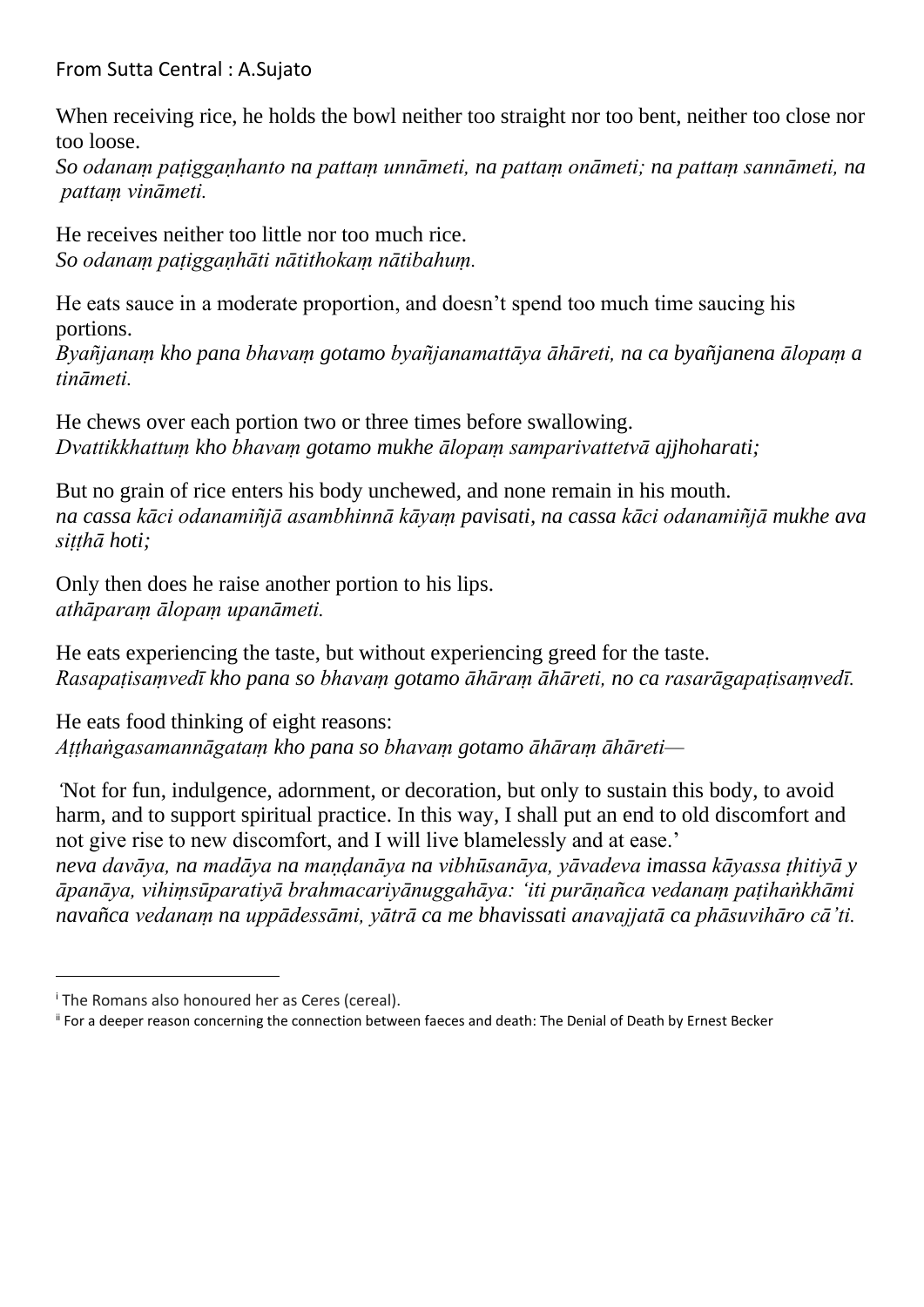From Sutta Central : A.Sujato

When receiving rice, he holds the bowl neither too straight nor too bent, neither too close nor too loose.
*So odanaṃ paṭiggaṇhanto na pattaṃ unnāmeti, na pattaṃ onāmeti; na pattaṃ sannāmeti, na pattaṃ vināmeti.*

He receives neither too little nor too much rice.
*So odanaṃ paṭiggaṇhāti nātithokaṃ nātibahuṃ.*

He eats sauce in a moderate proportion, and doesn't spend too much time saucing his portions.
*Byañjanaṃ kho pana bhavaṃ gotamo byañjanamattāya āhāreti, na ca byañjanena ālopaṃ a tināmeti.*

He chews over each portion two or three times before swallowing.
*Dvattikkhattuṃ kho bhavaṃ gotamo mukhe ālopaṃ samparivattetvā ajjhoharati;*

But no grain of rice enters his body unchewed, and none remain in his mouth.
*na cassa kāci odanamiñjā asambhinnā kāyaṃ pavisati, na cassa kāci odanamiñjā mukhe ava siṭṭhā hoti;*

Only then does he raise another portion to his lips.
*athāparaṃ ālopaṃ upanāmeti.*

He eats experiencing the taste, but without experiencing greed for the taste.
*Rasapaṭisaṃvedī kho pana so bhavaṃ gotamo āhāraṃ āhāreti, no ca rasarāgapaṭisaṃvedī.*

He eats food thinking of eight reasons:
*Aṭṭhaṅgasamannāgataṃ kho pana so bhavaṃ gotamo āhāraṃ āhāreti—*

'Not for fun, indulgence, adornment, or decoration, but only to sustain this body, to avoid harm, and to support spiritual practice. In this way, I shall put an end to old discomfort and not give rise to new discomfort, and I will live blamelessly and at ease.'
*neva davāya, na madāya na maṇḍanāya na vibhūsanāya, yāvadeva imassa kāyassa ṭhitiyā y āpanāya, vihiṃsūparatiyā brahmacariyānuggahāya: 'iti purāṇañca vedanaṃ paṭihaṅkhāmi navañca vedanaṃ na uppādessāmi, yātrā ca me bhavissati anavajjatā ca phāsuvihāro cā'ti.*

---

[i] The Romans also honoured her as Ceres (cereal).

[ii] For a deeper reason concerning the connection between faeces and death: The Denial of Death by Ernest Becker